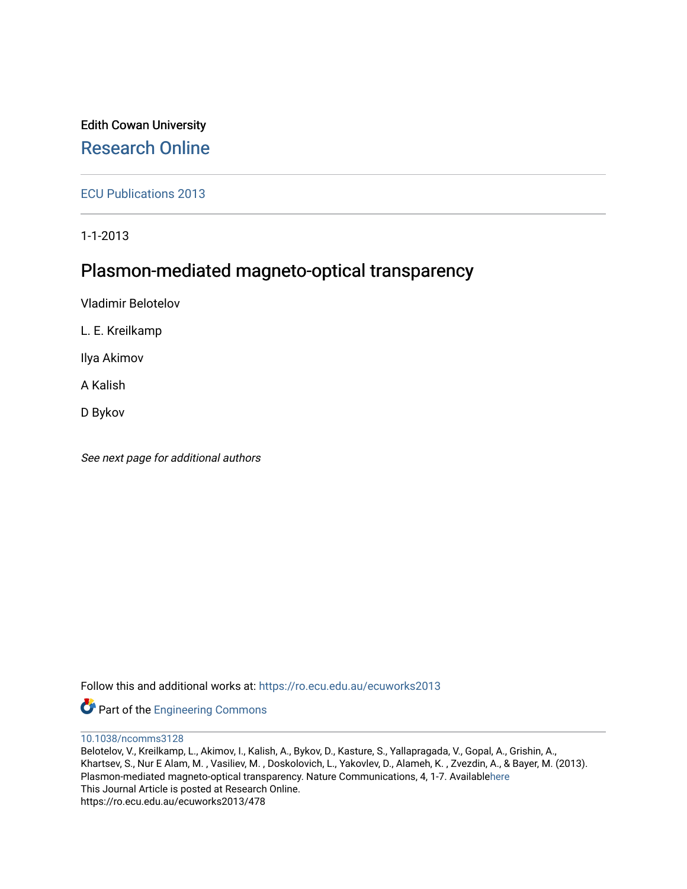Edith Cowan University

Research Online

ECU Publications 2013

1-1-2013

# Plasmon-mediated magneto-optical transparency

Vladimir Belotelov

L. E. Kreilkamp

Ilya Akimov

A Kalish

D Bykov

*See next page for additional authors*

Follow this and additional works at: https://ro.ecu.edu.au/ecuworks2013

Part of the Engineering Commons

10.1038/ncomms3128

Belotelov, V., Kreilkamp, L., Akimov, I., Kalish, A., Bykov, D., Kasture, S., Yallapragada, V., Gopal, A., Grishin, A., Khartsev, S., Nur E Alam, M. , Vasiliev, M. , Doskolovich, L., Yakovlev, D., Alameh, K. , Zvezdin, A., & Bayer, M. (2013). Plasmon-mediated magneto-optical transparency. Nature Communications, 4, 1-7. Availablehere

This Journal Article is posted at Research Online.

https://ro.ecu.edu.au/ecuworks2013/478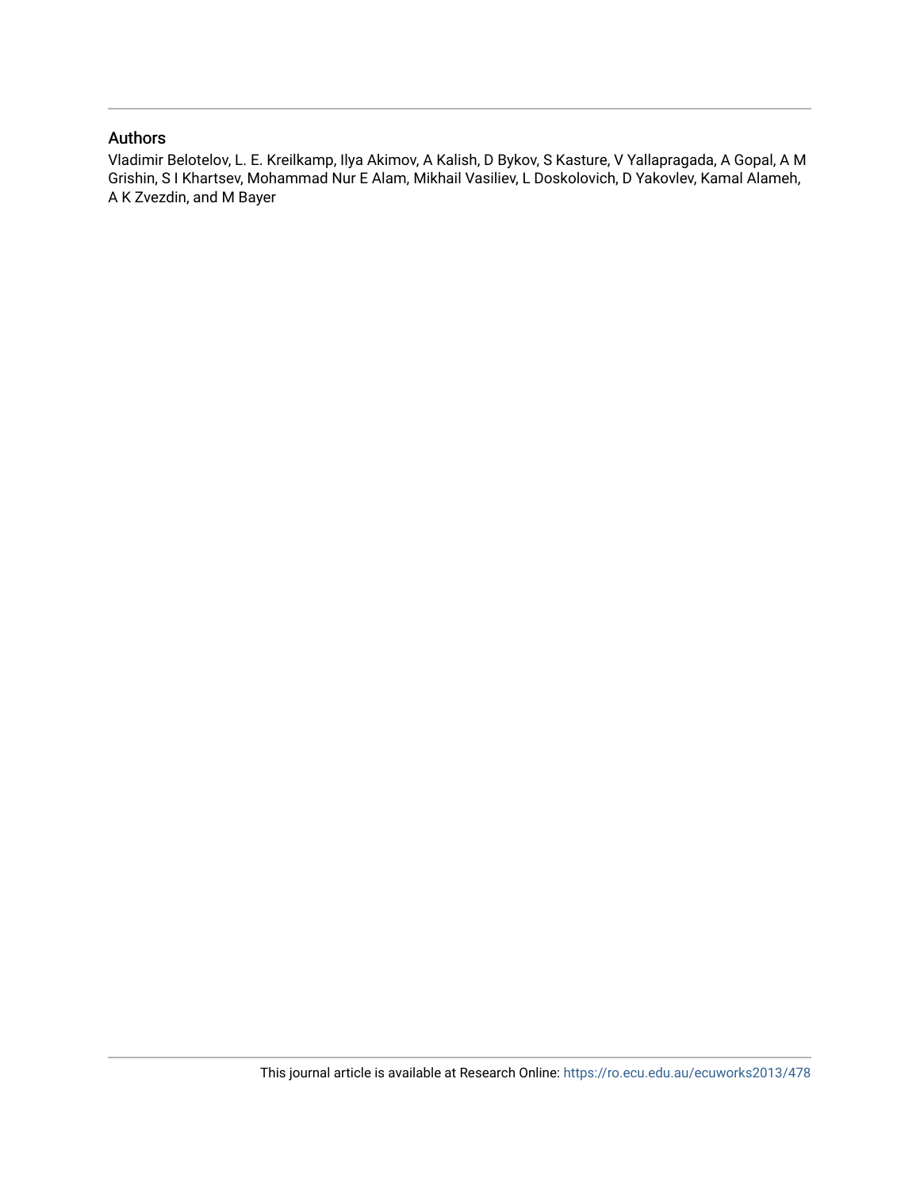## Authors

Vladimir Belotelov, L. E. Kreilkamp, Ilya Akimov, A Kalish, D Bykov, S Kasture, V Yallapragada, A Gopal, A M Grishin, S I Khartsev, Mohammad Nur E Alam, Mikhail Vasiliev, L Doskolovich, D Yakovlev, Kamal Alameh, A K Zvezdin, and M Bayer

This journal article is available at Research Online: https://ro.ecu.edu.au/ecuworks2013/478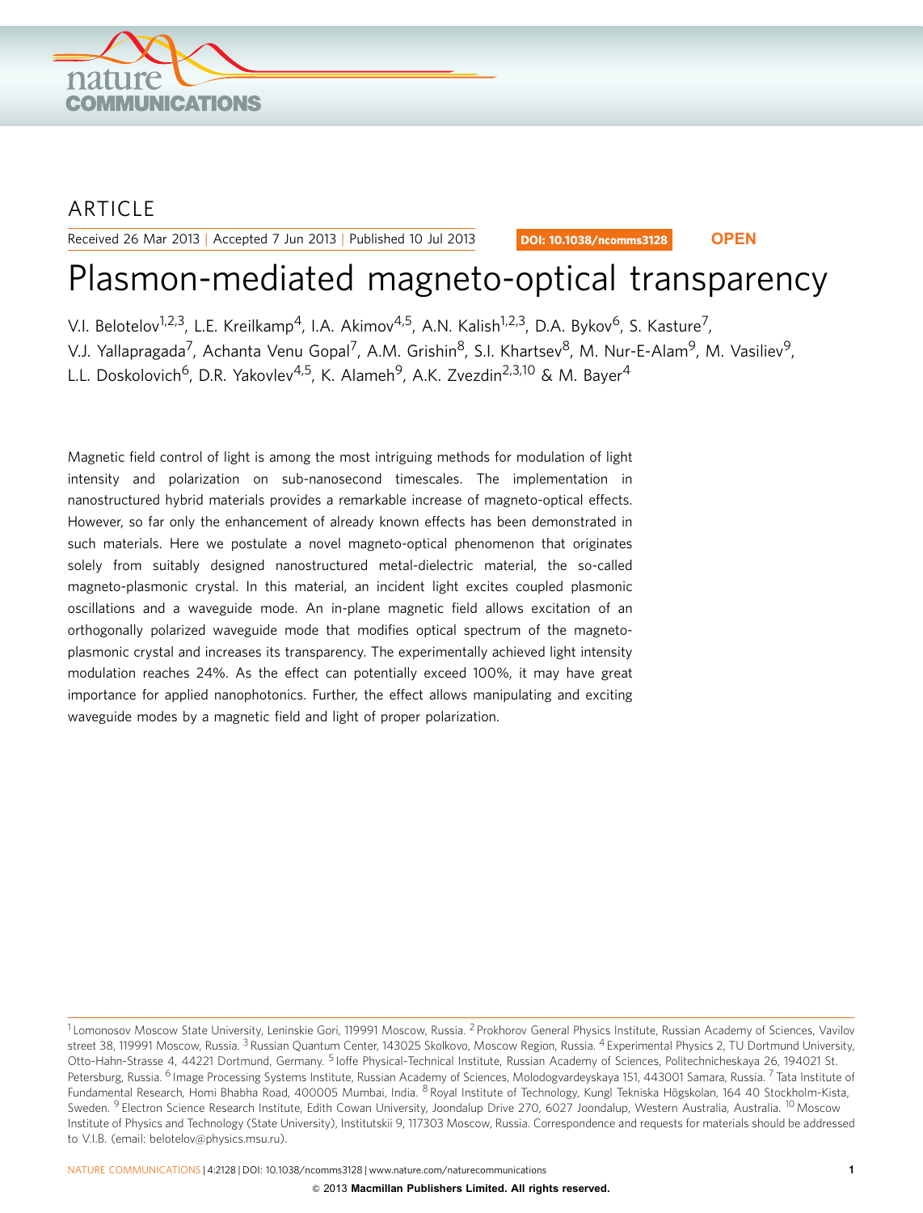ARTICLE

Received 26 Mar 2013 | Accepted 7 Jun 2013 | Published 10 Jul 2013

DOI: 10.1038/ncomms3128

OPEN

# Plasmon-mediated magneto-optical transparency

V.I. Belotelov[1,2,3], L.E. Kreilkamp[4], I.A. Akimov[4,5], A.N. Kalish[1,2,3], D.A. Bykov[6], S. Kasture[7], V.J. Yallapragada[7], Achanta Venu Gopal[7], A.M. Grishin[8], S.I. Khartsev[8], M. Nur-E-Alam[9], M. Vasiliev[9], L.L. Doskolovich[6], D.R. Yakovlev[4,5], K. Alameh[9], A.K. Zvezdin[2,3,10] & M. Bayer[4]

Magnetic field control of light is among the most intriguing methods for modulation of light intensity and polarization on sub-nanosecond timescales. The implementation in nanostructured hybrid materials provides a remarkable increase of magneto-optical effects. However, so far only the enhancement of already known effects has been demonstrated in such materials. Here we postulate a novel magneto-optical phenomenon that originates solely from suitably designed nanostructured metal-dielectric material, the so-called magneto-plasmonic crystal. In this material, an incident light excites coupled plasmonic oscillations and a waveguide mode. An in-plane magnetic field allows excitation of an orthogonally polarized waveguide mode that modifies optical spectrum of the magneto-plasmonic crystal and increases its transparency. The experimentally achieved light intensity modulation reaches 24%. As the effect can potentially exceed 100%, it may have great importance for applied nanophotonics. Further, the effect allows manipulating and exciting waveguide modes by a magnetic field and light of proper polarization.

[1] Lomonosov Moscow State University, Leninskie Gori, 119991 Moscow, Russia. [2] Prokhorov General Physics Institute, Russian Academy of Sciences, Vavilov street 38, 119991 Moscow, Russia. [3] Russian Quantum Center, 143025 Skolkovo, Moscow Region, Russia. [4] Experimental Physics 2, TU Dortmund University, Otto-Hahn-Strasse 4, 44221 Dortmund, Germany. [5] Ioffe Physical-Technical Institute, Russian Academy of Sciences, Politechnicheskaya 26, 194021 St. Petersburg, Russia. [6] Image Processing Systems Institute, Russian Academy of Sciences, Molodogvardeyskaya 151, 443001 Samara, Russia. [7] Tata Institute of Fundamental Research, Homi Bhabha Road, 400005 Mumbai, India. [8] Royal Institute of Technology, Kungl Tekniska Högskolan, 164 40 Stockholm-Kista, Sweden. [9] Electron Science Research Institute, Edith Cowan University, Joondalup Drive 270, 6027 Joondalup, Western Australia, Australia. [10] Moscow Institute of Physics and Technology (State University), Institutskii 9, 117303 Moscow, Russia. Correspondence and requests for materials should be addressed to V.I.B. (email: belotelov@physics.msu.ru).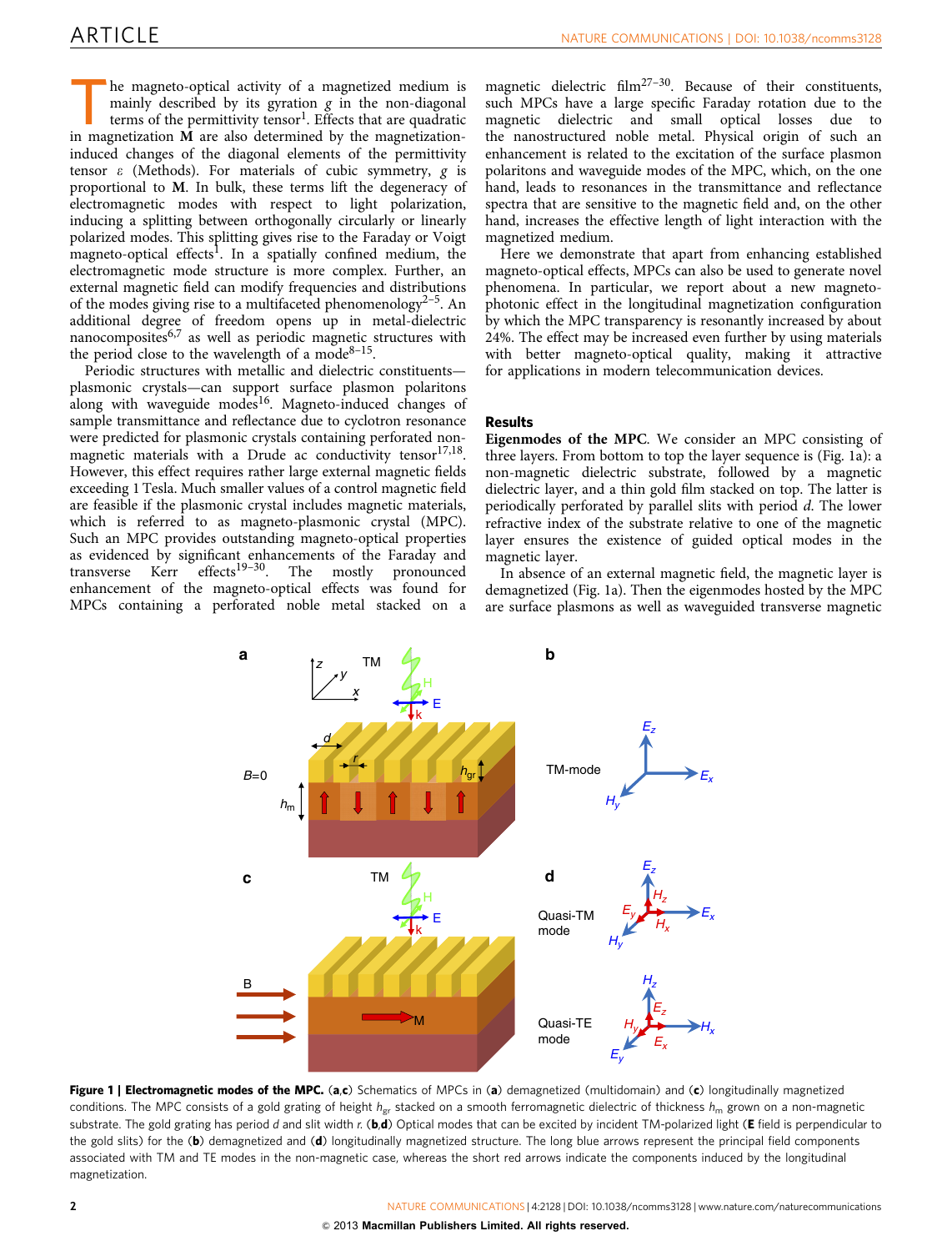The magneto-optical activity of a magnetized medium is mainly described by its gyration $g$ in the non-diagonal terms of the permittivity tensor[1]. Effects that are quadratic in magnetization $\mathbf{M}$ are also determined by the magnetization-induced changes of the diagonal elements of the permittivity tensor $\varepsilon$ (Methods). For materials of cubic symmetry, $g$ is proportional to $\mathbf{M}$. In bulk, these terms lift the degeneracy of electromagnetic modes with respect to light polarization, inducing a splitting between orthogonally circularly or linearly polarized modes. This splitting gives rise to the Faraday or Voigt magneto-optical effects[1]. In a spatially confined medium, the electromagnetic mode structure is more complex. Further, an external magnetic field can modify frequencies and distributions of the modes giving rise to a multifaceted phenomenology[2–5]. An additional degree of freedom opens up in metal-dielectric nanocomposites[6,7] as well as periodic magnetic structures with the period close to the wavelength of a mode[8–15].

Periodic structures with metallic and dielectric constituents—plasmonic crystals—can support surface plasmon polaritons along with waveguide modes[16]. Magneto-induced changes of sample transmittance and reflectance due to cyclotron resonance were predicted for plasmonic crystals containing perforated non-magnetic materials with a Drude ac conductivity tensor[17,18]. However, this effect requires rather large external magnetic fields exceeding 1 Tesla. Much smaller values of a control magnetic field are feasible if the plasmonic crystal includes magnetic materials, which is referred to as magneto-plasmonic crystal (MPC). Such an MPC provides outstanding magneto-optical properties as evidenced by significant enhancements of the Faraday and transverse Kerr effects[19–30]. The mostly pronounced enhancement of the magneto-optical effects was found for MPCs containing a perforated noble metal stacked on a magnetic dielectric film[27–30]. Because of their constituents, such MPCs have a large specific Faraday rotation due to the magnetic dielectric and small optical losses due to the nanostructured noble metal. Physical origin of such an enhancement is related to the excitation of the surface plasmon polaritons and waveguide modes of the MPC, which, on the one hand, leads to resonances in the transmittance and reflectance spectra that are sensitive to the magnetic field and, on the other hand, increases the effective length of light interaction with the magnetized medium.

Here we demonstrate that apart from enhancing established magneto-optical effects, MPCs can also be used to generate novel phenomena. In particular, we report about a new magneto-photonic effect in the longitudinal magnetization configuration by which the MPC transparency is resonantly increased by about 24%. The effect may be increased even further by using materials with better magneto-optical quality, making it attractive for applications in modern telecommunication devices.

## Results

**Eigenmodes of the MPC.** We consider an MPC consisting of three layers. From bottom to top the layer sequence is (Fig. 1a): a non-magnetic dielectric substrate, followed by a magnetic dielectric layer, and a thin gold film stacked on top. The latter is periodically perforated by parallel slits with period $d$. The lower refractive index of the substrate relative to one of the magnetic layer ensures the existence of guided optical modes in the magnetic layer.

In absence of an external magnetic field, the magnetic layer is demagnetized (Fig. 1a). Then the eigenmodes hosted by the MPC are surface plasmons as well as waveguided transverse magnetic

**Figure 1 | Electromagnetic modes of the MPC.** (**a**,**c**) Schematics of MPCs in (**a**) demagnetized (multidomain) and (**c**) longitudinally magnetized conditions. The MPC consists of a gold grating of height $h_{gr}$ stacked on a smooth ferromagnetic dielectric of thickness $h_m$ grown on a non-magnetic substrate. The gold grating has period $d$ and slit width $r$. (**b**,**d**) Optical modes that can be excited by incident TM-polarized light (**E** field is perpendicular to the gold slits) for the (**b**) demagnetized and (**d**) longitudinally magnetized structure. The long blue arrows represent the principal field components associated with TM and TE modes in the non-magnetic case, whereas the short red arrows indicate the components induced by the longitudinal magnetization.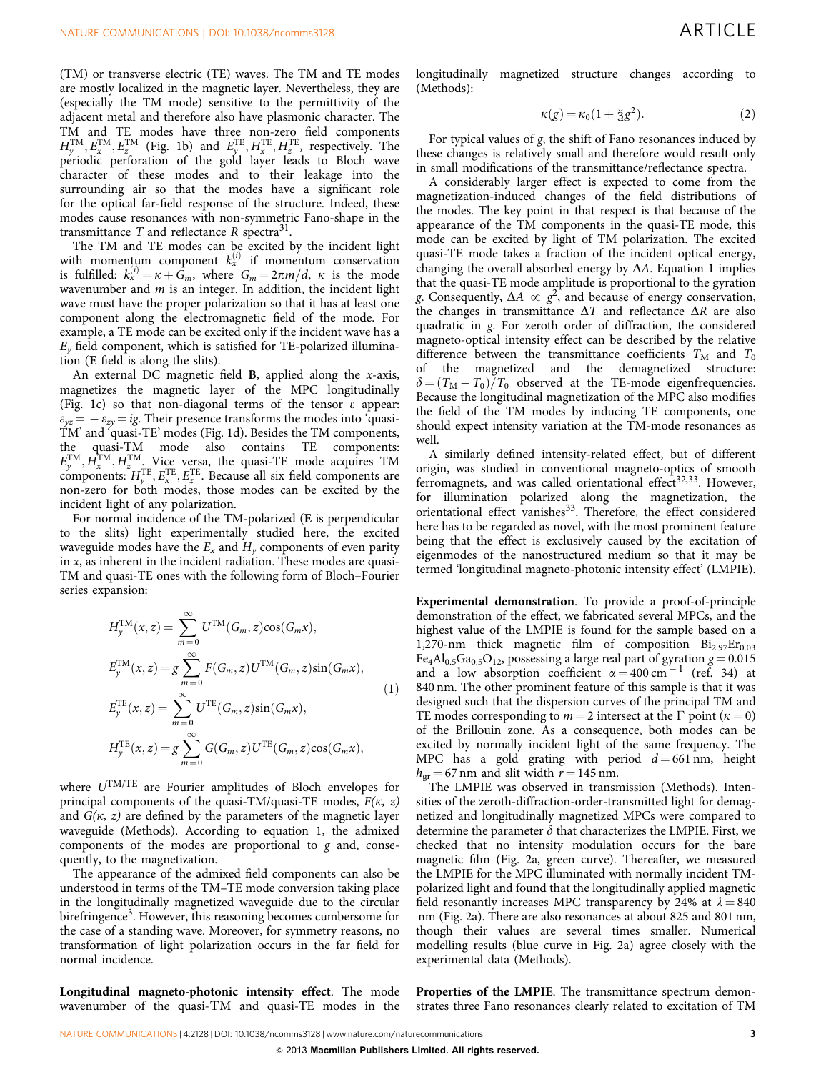(TM) or transverse electric (TE) waves. The TM and TE modes are mostly localized in the magnetic layer. Nevertheless, they are (especially the TM mode) sensitive to the permittivity of the adjacent metal and therefore also have plasmonic character. The TM and TE modes have three non-zero field components $H_y^{TM}, E_x^{TM}, E_z^{TM}$ (Fig. 1b) and $E_y^{TE}, H_x^{TE}, H_z^{TE}$, respectively. The periodic perforation of the gold layer leads to Bloch wave character of these modes and to their leakage into the surrounding air so that the modes have a significant role for the optical far-field response of the structure. Indeed, these modes cause resonances with non-symmetric Fano-shape in the transmittance $T$ and reflectance $R$ spectra[31].

The TM and TE modes can be excited by the incident light with momentum component $k_x^{(i)}$ if momentum conservation is fulfilled: $k_x^{(i)} = \kappa + G_m$, where $G_m = 2\pi m/d$, $\kappa$ is the mode wavenumber and $m$ is an integer. In addition, the incident light wave must have the proper polarization so that it has at least one component along the electromagnetic field of the mode. For example, a TE mode can be excited only if the incident wave has a $E_y$ field component, which is satisfied for TE-polarized illumination (**E** field is along the slits).

An external DC magnetic field **B**, applied along the $x$-axis, magnetizes the magnetic layer of the MPC longitudinally (Fig. 1c) so that non-diagonal terms of the tensor $\varepsilon$ appear: $\varepsilon_{yz} = -\varepsilon_{zy} = ig$. Their presence transforms the modes into 'quasi-TM' and 'quasi-TE' modes (Fig. 1d). Besides the TM components, the quasi-TM mode also contains TE components: $E_y^{TM}, H_x^{TM}, H_z^{TM}$. Vice versa, the quasi-TE mode acquires TM components: $H_y^{TE}, E_x^{TE}, E_z^{TE}$. Because all six field components are non-zero for both modes, those modes can be excited by the incident light of any polarization.

For normal incidence of the TM-polarized (**E** is perpendicular to the slits) light experimentally studied here, the excited waveguide modes have the $E_x$ and $H_y$ components of even parity in $x$, as inherent in the incident radiation. These modes are quasi-TM and quasi-TE ones with the following form of Bloch–Fourier series expansion:

$$
\begin{aligned}
H_y^{TM}(x,z) &= \sum_{m=0}^{\infty} U^{TM}(G_m,z)\cos(G_m x),\\
E_y^{TM}(x,z) &= g\sum_{m=0}^{\infty} F(G_m,z)U^{TM}(G_m,z)\sin(G_m x),\\
E_y^{TE}(x,z) &= \sum_{m=0}^{\infty} U^{TE}(G_m,z)\sin(G_m x),\\
H_y^{TE}(x,z) &= g\sum_{m=0}^{\infty} G(G_m,z)U^{TE}(G_m,z)\cos(G_m x),
\end{aligned}
\tag{1}
$$

where $U^{TM/TE}$ are Fourier amplitudes of Bloch envelopes for principal components of the quasi-TM/quasi-TE modes, $F(\kappa, z)$ and $G(\kappa, z)$ are defined by the parameters of the magnetic layer waveguide (Methods). According to equation 1, the admixed components of the modes are proportional to $g$ and, consequently, to the magnetization.

The appearance of the admixed field components can also be understood in terms of the TM–TE mode conversion taking place in the longitudinally magnetized waveguide due to the circular birefringence[3]. However, this reasoning becomes cumbersome for the case of a standing wave. Moreover, for symmetry reasons, no transformation of light polarization occurs in the far field for normal incidence.

**Longitudinal magneto-photonic intensity effect**. The mode wavenumber of the quasi-TM and quasi-TE modes in the longitudinally magnetized structure changes according to (Methods):

$$\kappa(g) = \kappa_0(1 + \xi g^2). \tag{2}$$

For typical values of $g$, the shift of Fano resonances induced by these changes is relatively small and therefore would result only in small modifications of the transmittance/reflectance spectra.

A considerably larger effect is expected to come from the magnetization-induced changes of the field distributions of the modes. The key point in that respect is that because of the appearance of the TM components in the quasi-TE mode, this mode can be excited by light of TM polarization. The excited quasi-TE mode takes a fraction of the incident optical energy, changing the overall absorbed energy by $\Delta A$. Equation 1 implies that the quasi-TE mode amplitude is proportional to the gyration $g$. Consequently, $\Delta A \propto g^2$, and because of energy conservation, the changes in transmittance $\Delta T$ and reflectance $\Delta R$ are also quadratic in $g$. For zeroth order of diffraction, the considered magneto-optical intensity effect can be described by the relative difference between the transmittance coefficients $T_M$ and $T_0$ of the magnetized and the demagnetized structure: $\delta = (T_M - T_0)/T_0$ observed at the TE-mode eigenfrequencies. Because the longitudinal magnetization of the MPC also modifies the field of the TM modes by inducing TE components, one should expect intensity variation at the TM-mode resonances as well.

A similarly defined intensity-related effect, but of different origin, was studied in conventional magneto-optics of smooth ferromagnets, and was called orientational effect[32,33]. However, for illumination polarized along the magnetization, the orientational effect vanishes[33]. Therefore, the effect considered here has to be regarded as novel, with the most prominent feature being that the effect is exclusively caused by the excitation of eigenmodes of the nanostructured medium so that it may be termed 'longitudinal magneto-photonic intensity effect' (LMPIE).

**Experimental demonstration**. To provide a proof-of-principle demonstration of the effect, we fabricated several MPCs, and the highest value of the LMPIE is found for the sample based on a 1,270-nm thick magnetic film of composition $Bi_{2.97}Er_{0.03}Fe_4Al_{0.5}Ga_{0.5}O_{12}$, possessing a large real part of gyration $g = 0.015$ and a low absorption coefficient $\alpha = 400\ cm^{-1}$ (ref. 34) at 840 nm. The other prominent feature of this sample is that it was designed such that the dispersion curves of the principal TM and TE modes corresponding to $m = 2$ intersect at the $\Gamma$ point ($\kappa = 0$) of the Brillouin zone. As a consequence, both modes can be excited by normally incident light of the same frequency. The MPC has a gold grating with period $d = 661$ nm, height $h_{gr} = 67$ nm and slit width $r = 145$ nm.

The LMPIE was observed in transmission (Methods). Intensities of the zeroth-diffraction-order-transmitted light for demagnetized and longitudinally magnetized MPCs were compared to determine the parameter $\delta$ that characterizes the LMPIE. First, we checked that no intensity modulation occurs for the bare magnetic film (Fig. 2a, green curve). Thereafter, we measured the LMPIE for the MPC illuminated with normally incident TM-polarized light and found that the longitudinally applied magnetic field resonantly increases MPC transparency by 24% at $\lambda = 840$ nm (Fig. 2a). There are also resonances at about 825 and 801 nm, though their values are several times smaller. Numerical modelling results (blue curve in Fig. 2a) agree closely with the experimental data (Methods).

**Properties of the LMPIE**. The transmittance spectrum demonstrates three Fano resonances clearly related to excitation of TM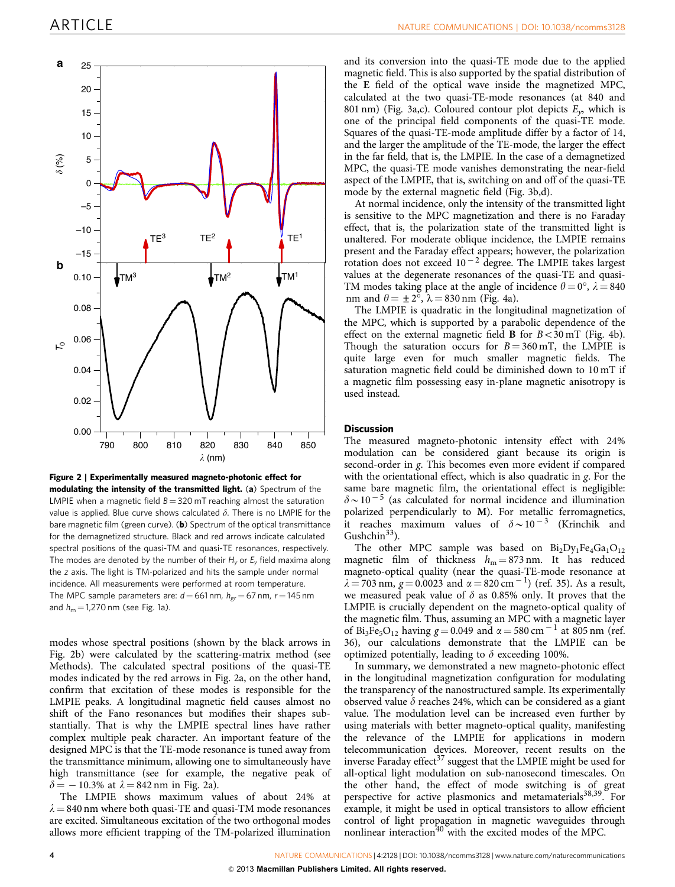**Figure 2 | Experimentally measured magneto-photonic effect for modulating the intensity of the transmitted light.** (**a**) Spectrum of the LMPIE when a magnetic field $B = 320$ mT reaching almost the saturation value is applied. Blue curve shows calculated $\delta$. There is no LMPIE for the bare magnetic film (green curve). (**b**) Spectrum of the optical transmittance for the demagnetized structure. Black and red arrows indicate calculated spectral positions of the quasi-TM and quasi-TE resonances, respectively. The modes are denoted by the number of their $H_y$ or $E_y$ field maxima along the $z$ axis. The light is TM-polarized and hits the sample under normal incidence. All measurements were performed at room temperature. The MPC sample parameters are: $d = 661$ nm, $h_{gr} = 67$ nm, $r = 145$ nm and $h_m = 1{,}270$ nm (see Fig. 1a).

modes whose spectral positions (shown by the black arrows in Fig. 2b) were calculated by the scattering-matrix method (see Methods). The calculated spectral positions of the quasi-TE modes indicated by the red arrows in Fig. 2a, on the other hand, confirm that excitation of these modes is responsible for the LMPIE peaks. A longitudinal magnetic field causes almost no shift of the Fano resonances but modifies their shapes substantially. That is why the LMPIE spectral lines have rather complex multiple peak character. An important feature of the designed MPC is that the TE-mode resonance is tuned away from the transmittance minimum, allowing one to simultaneously have high transmittance (see for example, the negative peak of $\delta = -10.3\%$ at $\lambda = 842$ nm in Fig. 2a).

The LMPIE shows maximum values of about 24% at $\lambda = 840$ nm where both quasi-TE and quasi-TM mode resonances are excited. Simultaneous excitation of the two orthogonal modes allows more efficient trapping of the TM-polarized illumination and its conversion into the quasi-TE mode due to the applied magnetic field. This is also supported by the spatial distribution of the **E** field of the optical wave inside the magnetized MPC, calculated at the two quasi-TE-mode resonances (at 840 and 801 nm) (Fig. 3a,c). Coloured contour plot depicts $E_y$, which is one of the principal field components of the quasi-TE mode. Squares of the quasi-TE-mode amplitude differ by a factor of 14, and the larger the amplitude of the TE-mode, the larger the effect in the far field, that is, the LMPIE. In the case of a demagnetized MPC, the quasi-TE mode vanishes demonstrating the near-field aspect of the LMPIE, that is, switching on and off of the quasi-TE mode by the external magnetic field (Fig. 3b,d).

At normal incidence, only the intensity of the transmitted light is sensitive to the MPC magnetization and there is no Faraday effect, that is, the polarization state of the transmitted light is unaltered. For moderate oblique incidence, the LMPIE remains present and the Faraday effect appears; however, the polarization rotation does not exceed $10^{-2}$ degree. The LMPIE takes largest values at the degenerate resonances of the quasi-TE and quasi-TM modes taking place at the angle of incidence $\theta = 0°$, $\lambda = 840$ nm and $\theta = \pm 2°$, $\lambda = 830$ nm (Fig. 4a).

The LMPIE is quadratic in the longitudinal magnetization of the MPC, which is supported by a parabolic dependence of the effect on the external magnetic field **B** for $B < 30$ mT (Fig. 4b). Though the saturation occurs for $B = 360$ mT, the LMPIE is quite large even for much smaller magnetic fields. The saturation magnetic field could be diminished down to 10 mT if a magnetic film possessing easy in-plane magnetic anisotropy is used instead.

## Discussion

The measured magneto-photonic intensity effect with 24% modulation can be considered giant because its origin is second-order in $g$. This becomes even more evident if compared with the orientational effect, which is also quadratic in $g$. For the same bare magnetic film, the orientational effect is negligible: $\delta \sim 10^{-5}$ (as calculated for normal incidence and illumination polarized perpendicularly to **M**). For metallic ferromagnetics, it reaches maximum values of $\delta \sim 10^{-3}$ (Krinchik and Gushchin[33]).

The other MPC sample was based on $Bi_2Dy_1Fe_4Ga_1O_{12}$ magnetic film of thickness $h_m = 873$ nm. It has reduced magneto-optical quality (near the quasi-TE-mode resonance at $\lambda = 703$ nm, $g = 0.0023$ and $\alpha = 820$ cm$^{-1}$) (ref. 35). As a result, we measured peak value of $\delta$ as 0.85% only. It proves that the LMPIE is crucially dependent on the magneto-optical quality of the magnetic film. Thus, assuming an MPC with a magnetic layer of $Bi_3Fe_5O_{12}$ having $g = 0.049$ and $\alpha = 580$ cm$^{-1}$ at 805 nm (ref. 36), our calculations demonstrate that the LMPIE can be optimized potentially, leading to $\delta$ exceeding 100%.

In summary, we demonstrated a new magneto-photonic effect in the longitudinal magnetization configuration for modulating the transparency of the nanostructured sample. Its experimentally observed value $\delta$ reaches 24%, which can be considered as a giant value. The modulation level can be increased even further by using materials with better magneto-optical quality, manifesting the relevance of the LMPIE for applications in modern telecommunication devices. Moreover, recent results on the inverse Faraday effect[37] suggest that the LMPIE might be used for all-optical light modulation on sub-nanosecond timescales. On the other hand, the effect of mode switching is of great perspective for active plasmonics and metamaterials[38,39]. For example, it might be used in optical transistors to allow efficient control of light propagation in magnetic waveguides through nonlinear interaction[40] with the excited modes of the MPC.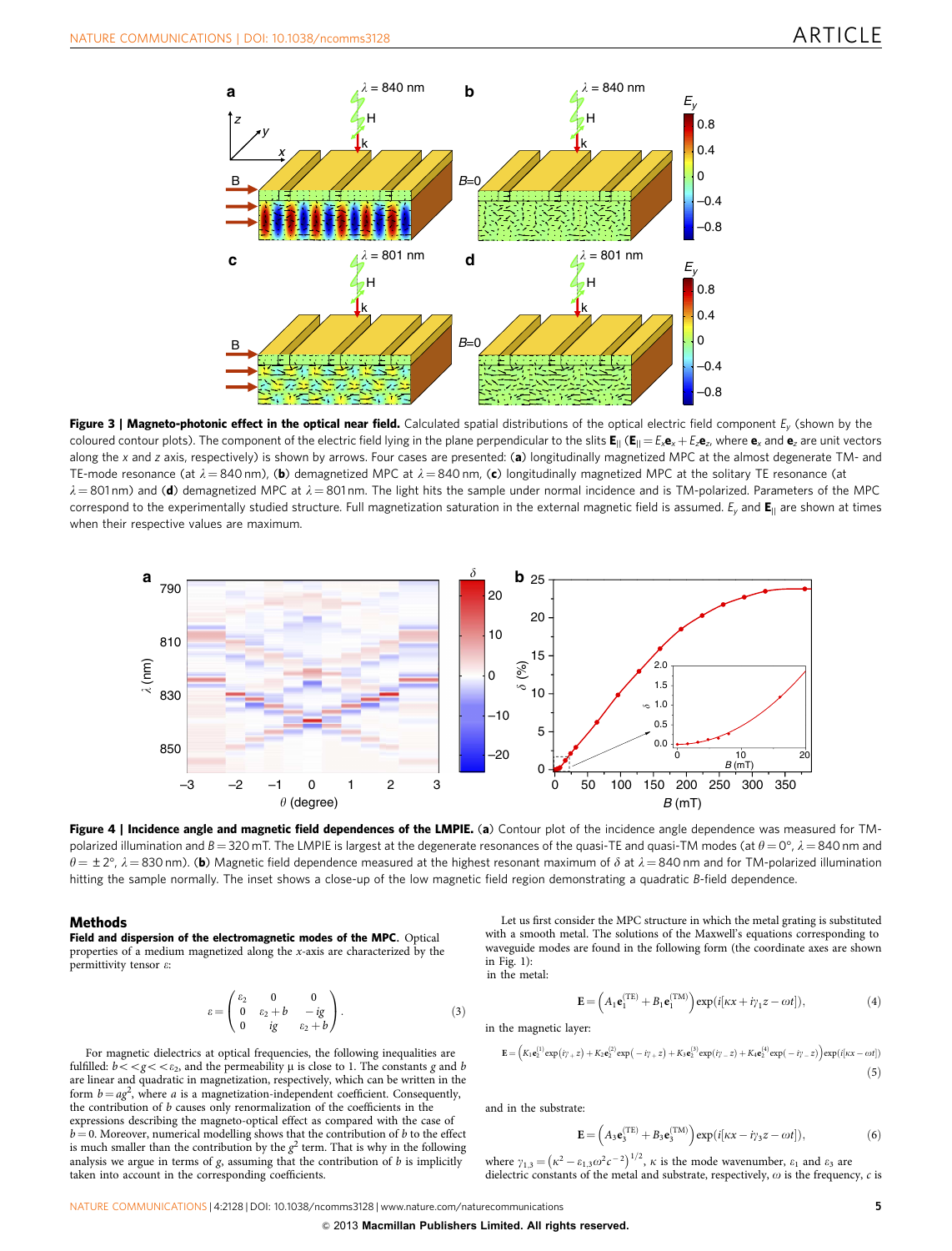**Figure 3 | Magneto-photonic effect in the optical near field.** Calculated spatial distributions of the optical electric field component $E_y$ (shown by the coloured contour plots). The component of the electric field lying in the plane perpendicular to the slits $\mathbf{E}_{||}$ ($\mathbf{E}_{||} = E_x\mathbf{e}_x + E_z\mathbf{e}_z$, where $\mathbf{e}_x$ and $\mathbf{e}_z$ are unit vectors along the $x$ and $z$ axis, respectively) is shown by arrows. Four cases are presented: (**a**) longitudinally magnetized MPC at the almost degenerate TM- and TE-mode resonance (at $\lambda = 840$ nm), (**b**) demagnetized MPC at $\lambda = 840$ nm, (**c**) longitudinally magnetized MPC at the solitary TE mode resonance (at $\lambda = 801$ nm) and (**d**) demagnetized MPC at $\lambda = 801$ nm. The light hits the sample under normal incidence and is TM-polarized. Parameters of the MPC correspond to the experimentally studied structure. Full magnetization saturation in the external magnetic field is assumed. $E_y$ and $\mathbf{E}_{||}$ are shown at times when their respective values are maximum.

**Figure 4 | Incidence angle and magnetic field dependences of the LMPIE.** (**a**) Contour plot of the incidence angle dependence was measured for TM-polarized illumination and $B = 320$ mT. The LMPIE is largest at the degenerate resonances of the quasi-TE and quasi-TM modes (at $\theta = 0°$, $\lambda = 840$ nm and $\theta = \pm 2°$, $\lambda = 830$ nm). (**b**) Magnetic field dependence measured at the highest resonant maximum of $\delta$ at $\lambda = 840$ nm and for TM-polarized illumination hitting the sample normally. The inset shows a close-up of the low magnetic field region demonstrating a quadratic $B$-field dependence.

## Methods

**Field and dispersion of the electromagnetic modes of the MPC.** Optical properties of a medium magnetized along the $x$-axis are characterized by the permittivity tensor $\varepsilon$:

$$\varepsilon = \begin{pmatrix} \varepsilon_2 & 0 & 0 \\ 0 & \varepsilon_2 + b & -ig \\ 0 & ig & \varepsilon_2 + b \end{pmatrix}. \qquad (3)$$

For magnetic dielectrics at optical frequencies, the following inequalities are fulfilled: $b << g << \varepsilon_2$, and the permeability $\mu$ is close to 1. The constants $g$ and $b$ are linear and quadratic in magnetization, respectively, which can be written in the form $b = ag^2$, where $a$ is a magnetization-independent coefficient. Consequently, the contribution of $b$ causes only renormalization of the coefficients in the expressions describing the magneto-optical effect as compared with the case of $b = 0$. Moreover, numerical modelling shows that the contribution of $b$ to the effect is much smaller than the contribution by the $g^2$ term. That is why in the following analysis we argue in terms of $g$, assuming that the contribution of $b$ is implicitly taken into account in the corresponding coefficients.

Let us first consider the MPC structure in which the metal grating is substituted with a smooth metal. The solutions of the Maxwell's equations corresponding to waveguide modes are found in the following form (the coordinate axes are shown in Fig. 1):
in the metal:

$$\mathbf{E} = \left(A_1\mathbf{e}_1^{(\mathrm{TE})} + B_1\mathbf{e}_1^{(\mathrm{TM})}\right)\exp(i[\kappa x + i\gamma_1 z - \omega t]), \qquad (4)$$

in the magnetic layer:

$$\mathbf{E} = \left(K_1\mathbf{e}_2^{(1)}\exp(i\gamma_+ z) + K_2\mathbf{e}_2^{(2)}\exp(-i\gamma_+ z) + K_3\mathbf{e}_2^{(3)}\exp(i\gamma_- z) + K_4\mathbf{e}_2^{(4)}\exp(-i\gamma_- z)\right)\exp(i[\kappa x - \omega t]) \qquad (5)$$

and in the substrate:

$$\mathbf{E} = \left(A_3\mathbf{e}_3^{(\mathrm{TE})} + B_3\mathbf{e}_3^{(\mathrm{TM})}\right)\exp(i[\kappa x - i\gamma_3 z - \omega t]), \qquad (6)$$

where $\gamma_{1,3} = \left(\kappa^2 - \varepsilon_{1,3}\omega^2 c^{-2}\right)^{1/2}$, $\kappa$ is the mode wavenumber, $\varepsilon_1$ and $\varepsilon_3$ are dielectric constants of the metal and substrate, respectively, $\omega$ is the frequency, $c$ is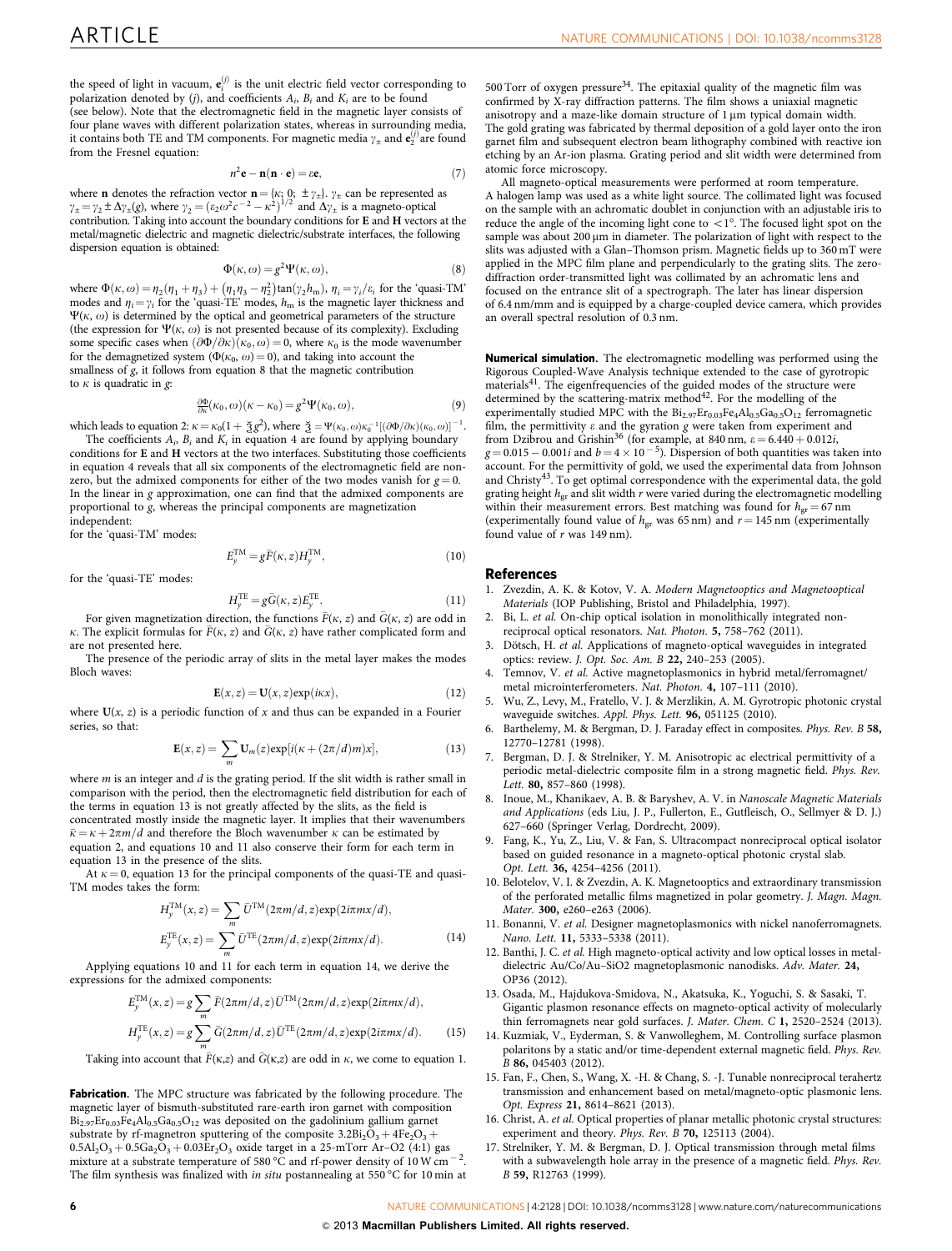the speed of light in vacuum, $\mathbf{e}_i^{(j)}$ is the unit electric field vector corresponding to polarization denoted by $(j)$, and coefficients $A_i$, $B_i$ and $K_i$ are to be found (see below). Note that the electromagnetic field in the magnetic layer consists of four plane waves with different polarization states, whereas in surrounding media, it contains both TE and TM components. For magnetic media $\gamma_\pm$ and $\mathbf{e}_2^{(j)}$ are found from the Fresnel equation:

$$n^2\mathbf{e} - \mathbf{n}(\mathbf{n}\cdot\mathbf{e}) = \varepsilon\mathbf{e}, \tag{7}$$

where $\mathbf{n}$ denotes the refraction vector $\mathbf{n} = \{\kappa;\ 0;\ \pm\gamma_\pm\}$. $\gamma_\pm$ can be represented as $\gamma_\pm = \gamma_2 \pm \Delta\gamma_\pm(g)$, where $\gamma_2 = (\varepsilon_2\omega^2c^{-2} - \kappa^2)^{1/2}$ and $\Delta\gamma_\pm$ is a magneto-optical contribution. Taking into account the boundary conditions for $\mathbf{E}$ and $\mathbf{H}$ vectors at the metal/magnetic dielectric and magnetic dielectric/substrate interfaces, the following dispersion equation is obtained:

$$\Phi(\kappa,\omega) = g^2\Psi(\kappa,\omega), \tag{8}$$

where $\Phi(\kappa,\omega) = \eta_2(\eta_1+\eta_3) + (\eta_1\eta_3 - \eta_2^2)\tan(\gamma_2 h_m)$, $\eta_i = \gamma_i/\varepsilon_i$ for the 'quasi-TM' modes and $\eta_i = \gamma_i$ for the 'quasi-TE' modes, $h_m$ is the magnetic layer thickness and $\Psi(\kappa,\omega)$ is determined by the optical and geometrical parameters of the structure (the expression for $\Psi(\kappa,\omega)$ is not presented because of its complexity). Excluding some specific cases when $(\partial\Phi/\partial\kappa)(\kappa_0,\omega) = 0$, where $\kappa_0$ is the mode wavenumber for the demagnetized system $(\Phi(\kappa_0,\omega) = 0)$, and taking into account the smallness of $g$, it follows from equation 8 that the magnetic contribution to $\kappa$ is quadratic in $g$:

$$\tfrac{\partial\Phi}{\partial\kappa}(\kappa_0,\omega)(\kappa-\kappa_0) = g^2\Psi(\kappa_0,\omega), \tag{9}$$

which leads to equation 2: $\kappa = \kappa_0(1+\xi g^2)$, where $\xi = \Psi(\kappa_0,\omega)\kappa_0^{-1}[(\partial\Phi/\partial\kappa)(\kappa_0,\omega)]^{-1}$.

The coefficients $A_i$, $B_i$ and $K_i$ in equation 4 are found by applying boundary conditions for $\mathbf{E}$ and $\mathbf{H}$ vectors at the two interfaces. Substituting those coefficients in equation 4 reveals that all six components of the electromagnetic field are non-zero, but the admixed components for either of the two modes vanish for $g = 0$. In the linear in $g$ approximation, one can find that the admixed components are proportional to $g$, whereas the principal components are magnetization independent:

for the 'quasi-TM' modes:

$$E_y^{\mathrm{TM}} = g\bar{F}(\kappa,z)H_y^{\mathrm{TM}}, \tag{10}$$

for the 'quasi-TE' modes:

$$H_y^{\mathrm{TE}} = g\bar{G}(\kappa,z)E_y^{\mathrm{TE}}. \tag{11}$$

For given magnetization direction, the functions $\bar{F}(\kappa,z)$ and $\bar{G}(\kappa,z)$ are odd in $\kappa$. The explicit formulas for $\bar{F}(\kappa,z)$ and $\bar{G}(\kappa,z)$ have rather complicated form and are not presented here.

The presence of the periodic array of slits in the metal layer makes the modes Bloch waves:

$$\mathbf{E}(x,z) = \mathbf{U}(x,z)\exp(i\kappa x), \tag{12}$$

where $\mathbf{U}(x,z)$ is a periodic function of $x$ and thus can be expanded in a Fourier series, so that:

$$\mathbf{E}(x,z) = \sum_m \mathbf{U}_m(z)\exp[i(\kappa + (2\pi/d)m)x], \tag{13}$$

where $m$ is an integer and $d$ is the grating period. If the slit width is rather small in comparison with the period, then the electromagnetic field distribution for each of the terms in equation 13 is not greatly affected by the slits, as the field is concentrated mostly inside the magnetic layer. It implies that their wavenumbers $\bar{\kappa} = \kappa + 2\pi m/d$ and therefore the Bloch wavenumber $\kappa$ can be estimated by equation 2, and equations 10 and 11 also conserve their form for each term in equation 13 in the presence of the slits.

At $\kappa = 0$, equation 13 for the principal components of the quasi-TE and quasi-TM modes takes the form:

$$H_y^{\mathrm{TM}}(x,z) = \sum_m \bar{U}^{\mathrm{TM}}(2\pi m/d, z)\exp(2i\pi mx/d),$$
$$E_y^{\mathrm{TE}}(x,z) = \sum_m \bar{U}^{\mathrm{TE}}(2\pi m/d, z)\exp(2i\pi mx/d). \tag{14}$$

Applying equations 10 and 11 for each term in equation 14, we derive the expressions for the admixed components:

$$E_y^{\mathrm{TM}}(x,z) = g\sum_m \bar{F}(2\pi m/d, z)\bar{U}^{\mathrm{TM}}(2\pi m/d, z)\exp(2i\pi mx/d),$$
$$H_y^{\mathrm{TE}}(x,z) = g\sum_m \bar{G}(2\pi m/d, z)\bar{U}^{\mathrm{TE}}(2\pi m/d, z)\exp(2i\pi mx/d). \tag{15}$$

Taking into account that $\bar{F}(\kappa,z)$ and $\bar{G}(\kappa,z)$ are odd in $\kappa$, we come to equation 1.

**Fabrication.** The MPC structure was fabricated by the following procedure. The magnetic layer of bismuth-substituted rare-earth iron garnet with composition $Bi_{2.97}Er_{0.03}Fe_4Al_{0.5}Ga_{0.5}O_{12}$ was deposited on the gadolinium gallium garnet substrate by rf-magnetron sputtering of the composite $3.2Bi_2O_3 + 4Fe_2O_3 + 0.5Al_2O_3 + 0.5Ga_2O_3 + 0.03Er_2O_3$ oxide target in a 25-mTorr Ar–O2 (4:1) gas mixture at a substrate temperature of 580 °C and rf-power density of 10 W cm$^{-2}$. The film synthesis was finalized with *in situ* postannealing at 550 °C for 10 min at 500 Torr of oxygen pressure[34]. The epitaxial quality of the magnetic film was confirmed by X-ray diffraction patterns. The film shows a uniaxial magnetic anisotropy and a maze-like domain structure of 1 μm typical domain width. The gold grating was fabricated by thermal deposition of a gold layer onto the iron garnet film and subsequent electron beam lithography combined with reactive ion etching by an Ar-ion plasma. Grating period and slit width were determined from atomic force microscopy.

All magneto-optical measurements were performed at room temperature. A halogen lamp was used as a white light source. The collimated light was focused on the sample with an achromatic doublet in conjunction with an adjustable iris to reduce the angle of the incoming light cone to $<1°$. The focused light spot on the sample was about 200 μm in diameter. The polarization of light with respect to the slits was adjusted with a Glan–Thomson prism. Magnetic fields up to 360 mT were applied in the MPC film plane and perpendicularly to the grating slits. The zero-diffraction order-transmitted light was collimated by an achromatic lens and focused on the entrance slit of a spectrograph. The later has linear dispersion of 6.4 nm/mm and is equipped by a charge-coupled device camera, which provides an overall spectral resolution of 0.3 nm.

**Numerical simulation.** The electromagnetic modelling was performed using the Rigorous Coupled-Wave Analysis technique extended to the case of gyrotropic materials[41]. The eigenfrequencies of the guided modes of the structure were determined by the scattering-matrix method[42]. For the modelling of the experimentally studied MPC with the $Bi_{2.97}Er_{0.03}Fe_4Al_{0.5}Ga_{0.5}O_{12}$ ferromagnetic film, the permittivity $\varepsilon$ and the gyration $g$ were taken from experiment and from Dzibrou and Grishin[36] (for example, at 840 nm, $\varepsilon = 6.440 + 0.012i$, $g = 0.015 - 0.001i$ and $b = 4 \times 10^{-5}$). Dispersion of both quantities was taken into account. For the permittivity of gold, we used the experimental data from Johnson and Christy[43]. To get optimal correspondence with the experimental data, the gold grating height $h_{gr}$ and slit width $r$ were varied during the electromagnetic modelling within their measurement errors. Best matching was found for $h_{gr} = 67$ nm (experimentally found value of $h_{gr}$ was 65 nm) and $r = 145$ nm (experimentally found value of $r$ was 149 nm).

## References

1. Zvezdin, A. K. & Kotov, V. A. *Modern Magnetooptics and Magnetooptical Materials* (IOP Publishing, Bristol and Philadelphia, 1997).
2. Bi, L. *et al.* On-chip optical isolation in monolithically integrated non-reciprocal optical resonators. *Nat. Photon.* **5,** 758–762 (2011).
3. Dötsch, H. *et al.* Applications of magneto-optical waveguides in integrated optics: review. *J. Opt. Soc. Am. B* **22,** 240–253 (2005).
4. Temnov, V. *et al.* Active magnetoplasmonics in hybrid metal/ferromagnet/metal microinterferometers. *Nat. Photon.* **4,** 107–111 (2010).
5. Wu, Z., Levy, M., Fratello, V. J. & Merzlikin, A. M. Gyrotropic photonic crystal waveguide switches. *Appl. Phys. Lett.* **96,** 051125 (2010).
6. Barthelemy, M. & Bergman, D. J. Faraday effect in composites. *Phys. Rev. B* **58,** 12770–12781 (1998).
7. Bergman, D. J. & Strelniker, Y. M. Anisotropic ac electrical permittivity of a periodic metal-dielectric composite film in a strong magnetic field. *Phys. Rev. Lett.* **80,** 857–860 (1998).
8. Inoue, M., Khanikaev, A. B. & Baryshev, A. V. in *Nanoscale Magnetic Materials and Applications* (eds Liu, J. P., Fullerton, E., Gutfleisch, O., Sellmyer & D. J.) 627–660 (Springer Verlag, Dordrecht, 2009).
9. Fang, K., Yu, Z., Liu, V. & Fan, S. Ultracompact nonreciprocal optical isolator based on guided resonance in a magneto-optical photonic crystal slab. *Opt. Lett.* **36,** 4254–4256 (2011).
10. Belotelov, V. I. & Zvezdin, A. K. Magnetooptics and extraordinary transmission of the perforated metallic films magnetized in polar geometry. *J. Magn. Magn. Mater.* **300,** e260–e263 (2006).
11. Bonanni, V. *et al.* Designer magnetoplasmonics with nickel nanoferromagnets. *Nano. Lett.* **11,** 5333–5338 (2011).
12. Banthi, J. C. *et al.* High magneto-optical activity and low optical losses in metal-dielectric Au/Co/Au–SiO2 magnetoplasmonic nanodisks. *Adv. Mater.* **24,** OP36 (2012).
13. Osada, M., Hajdukova-Smidova, N., Akatsuka, K., Yoguchi, S. & Sasaki, T. Gigantic plasmon resonance effects on magneto-optical activity of molecularly thin ferromagnets near gold surfaces. *J. Mater. Chem. C* **1,** 2520–2524 (2013).
14. Kuzmiak, V., Eyderman, S. & Vanwolleghem, M. Controlling surface plasmon polaritons by a static and/or time-dependent external magnetic field. *Phys. Rev. B* **86,** 045403 (2012).
15. Fan, F., Chen, S., Wang, X. -H. & Chang, S. -J. Tunable nonreciprocal terahertz transmission and enhancement based on metal/magneto-optic plasmonic lens. *Opt. Express* **21,** 8614–8621 (2013).
16. Christ, A. *et al.* Optical properties of planar metallic photonic crystal structures: experiment and theory. *Phys. Rev. B* **70,** 125113 (2004).
17. Strelniker, Y. M. & Bergman, D. J. Optical transmission through metal films with a subwavelength hole array in the presence of a magnetic field. *Phys. Rev. B* **59,** R12763 (1999).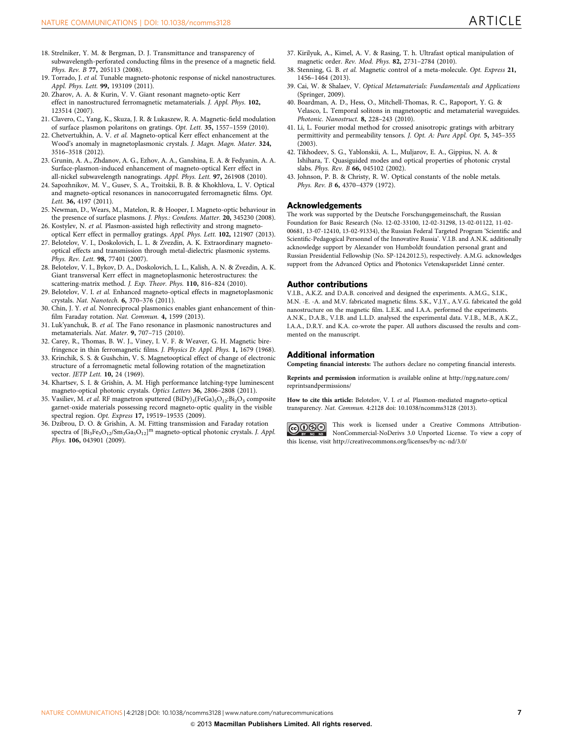18. Strelniker, Y. M. & Bergman, D. J. Transmittance and transparency of subwavelength-perforated conducting films in the presence of a magnetic field. *Phys. Rev. B* **77,** 205113 (2008).
19. Torrado, J. *et al.* Tunable magneto-photonic response of nickel nanostructures. *Appl. Phys. Lett.* **99,** 193109 (2011).
20. Zharov, A. A. & Kurin, V. V. Giant resonant magneto-optic Kerr effect in nanostructured ferromagnetic metamaterials. *J. Appl. Phys.* **102,** 123514 (2007).
21. Clavero, C., Yang, K., Skuza, J. R. & Lukaszew, R. A. Magnetic-field modulation of surface plasmon polaritons on gratings. *Opt. Lett.* **35,** 1557–1559 (2010).
22. Chetvertukhin, A. V. *et al.* Magneto-optical Kerr effect enhancement at the Wood's anomaly in magnetoplasmonic crystals. *J. Magn. Magn. Mater.* **324,** 3516–3518 (2012).
23. Grunin, A. A., Zhdanov, A. G., Ezhov, A. A., Ganshina, E. A. & Fedyanin, A. A. Surface-plasmon-induced enhancement of magneto-optical Kerr effect in all-nickel subwavelength nanogratings. *Appl. Phys. Lett.* **97,** 261908 (2010).
24. Sapozhnikov, M. V., Gusev, S. A., Troitskii, B. B. & Khokhlova, L. V. Optical and magneto-optical resonances in nanocorrugated ferromagnetic films. *Opt. Lett.* **36,** 4197 (2011).
25. Newman, D., Wears, M., Matelon, R. & Hooper, I. Magneto-optic behaviour in the presence of surface plasmons. *J. Phys.: Condens. Matter.* **20,** 345230 (2008).
26. Kostylev, N. *et al.* Plasmon-assisted high reflectivity and strong magneto-optical Kerr effect in permalloy gratings. *Appl. Phys. Lett.* **102,** 121907 (2013).
27. Belotelov, V. I., Doskolovich, L. L. & Zvezdin, A. K. Extraordinary magneto-optical effects and transmission through metal-dielectric plasmonic systems. *Phys. Rev. Lett.* **98,** 77401 (2007).
28. Belotelov, V. I., Bykov, D. A., Doskolovich, L. L., Kalish, A. N. & Zvezdin, A. K. Giant transversal Kerr effect in magnetoplasmonic heterostructures: the scattering-matrix method. *J. Exp. Theor. Phys.* **110,** 816–824 (2010).
29. Belotelov, V. I. *et al.* Enhanced magneto-optical effects in magnetoplasmonic crystals. *Nat. Nanotech.* **6,** 370–376 (2011).
30. Chin, J. Y. *et al.* Nonreciprocal plasmonics enables giant enhancement of thin-film Faraday rotation. *Nat. Commun.* **4,** 1599 (2013).
31. Luk'yanchuk, B. *et al.* The Fano resonance in plasmonic nanostructures and metamaterials. *Nat. Mater.* **9,** 707–715 (2010).
32. Carey, R., Thomas, B. W. J., Viney, I. V. F. & Weaver, G. H. Magnetic birefringence in thin ferromagnetic films. *J. Physics D: Appl. Phys.* **1,** 1679 (1968).
33. Krinchik, S. S. & Gushchin, V. S. Magnetooptical effect of change of electronic structure of a ferromagnetic metal following rotation of the magnetization vector. *JETP Lett.* **10,** 24 (1969).
34. Khartsev, S. I. & Grishin, A. M. High performance latching-type luminescent magneto-optical photonic crystals. *Optics Letters* **36,** 2806–2808 (2011).
35. Vasiliev, M. *et al.* RF magnetron sputtered $(BiDy)_3(FeGa)_5O_{12}$:$Bi_2O_3$ composite garnet-oxide materials possessing record magneto-optic quality in the visible spectral region. *Opt. Express* **17,** 19519–19535 (2009).
36. Dzibrou, D. O. & Grishin, A. M. Fitting transmission and Faraday rotation spectra of $[Bi_3Fe_5O_{12}/Sm_3Ga_5O_{12}]^m$ magneto-optical photonic crystals. *J. Appl. Phys.* **106,** 043901 (2009).
37. Kirilyuk, A., Kimel, A. V. & Rasing, T. h. Ultrafast optical manipulation of magnetic order. *Rev. Mod. Phys.* **82,** 2731–2784 (2010).
38. Stenning, G. B. *et al.* Magnetic control of a meta-molecule. *Opt. Express* **21,** 1456–1464 (2013).
39. Cai, W. & Shalaev, V. *Optical Metamaterials: Fundamentals and Applications* (Springer, 2009).
40. Boardman, A. D., Hess, O., Mitchell-Thomas, R. C., Rapoport, Y. G. & Velasco, L. Temporal solitons in magnetooptic and metamaterial waveguides. *Photonic. Nanostruct.* **8,** 228–243 (2010).
41. Li, L. Fourier modal method for crossed anisotropic gratings with arbitrary permittivity and permeability tensors. *J. Opt. A: Pure Appl. Opt.* **5,** 345–355 (2003).
42. Tikhodeev, S. G., Yablonskii, A. L., Muljarov, E. A., Gippius, N. A. & Ishihara, T. Quasiguided modes and optical properties of photonic crystal slabs. *Phys. Rev. B* **66,** 045102 (2002).
43. Johnson, P. B. & Christy, R. W. Optical constants of the noble metals. *Phys. Rev. B* **6,** 4370–4379 (1972).

## Acknowledgements

The work was supported by the Deutsche Forschungsgemeinschaft, the Russian Foundation for Basic Research (No. 12-02-33100, 12-02-31298, 13-02-01122, 11-02-00681, 13-07-12410, 13-02-91334), the Russian Federal Targeted Program 'Scientific and Scientific-Pedagogical Personnel of the Innovative Russia'. V.I.B. and A.N.K. additionally acknowledge support by Alexander von Humboldt foundation personal grant and Russian Presidential Fellowship (No. SP-124.2012.5), respectively. A.M.G. acknowledges support from the Advanced Optics and Photonics Vetenskapsrådet Linné center.

## Author contributions

V.I.B., A.K.Z. and D.A.B. conceived and designed the experiments. A.M.G., S.I.K., M.N. -E. -A. and M.V. fabricated magnetic films. S.K., V.J.Y., A.V.G. fabricated the gold nanostructure on the magnetic film. L.E.K. and I.A.A. performed the experiments. A.N.K., D.A.B., V.I.B. and L.L.D. analysed the experimental data. V.I.B., M.B., A.K.Z., I.A.A., D.R.Y. and K.A. co-wrote the paper. All authors discussed the results and commented on the manuscript.

## Additional information

**Competing financial interests:** The authors declare no competing financial interests.

**Reprints and permission** information is available online at http://npg.nature.com/reprintsandpermissions/

**How to cite this article:** Belotelov, V. I. *et al.* Plasmon-mediated magneto-optical transparency. *Nat. Commun.* 4:2128 doi: 10.1038/ncomms3128 (2013).

This work is licensed under a Creative Commons Attribution-NonCommercial-NoDerivs 3.0 Unported License. To view a copy of this license, visit http://creativecommons.org/licenses/by-nc-nd/3.0/